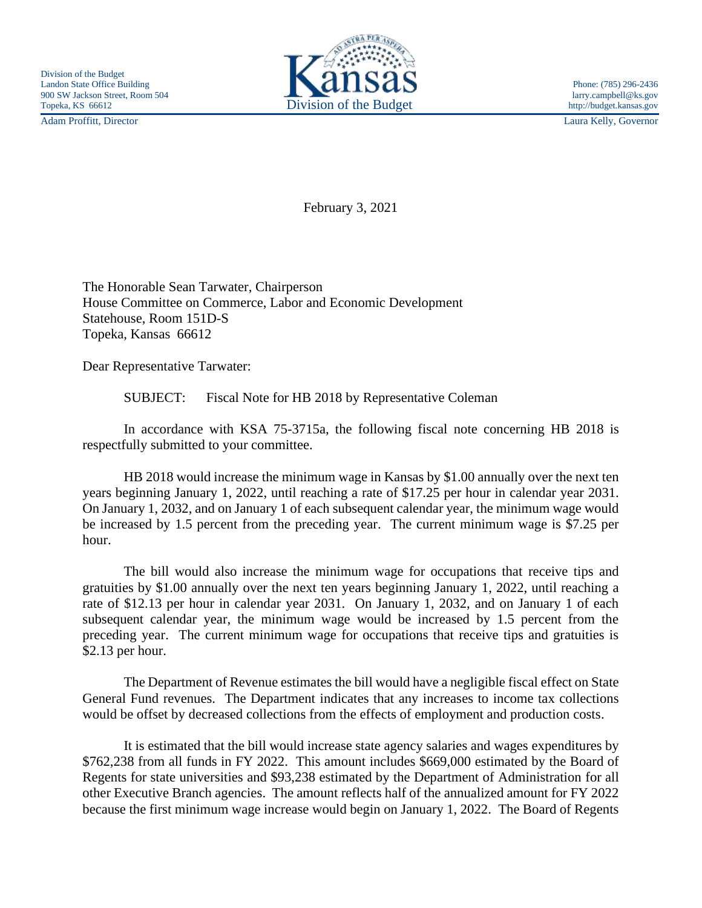Division of the Budget
Landon State Office Building
900 SW Jackson Street, Room 504
Topeka, KS 66612

Kansas
Division of the Budget

Phone: (785) 296-2436
larry.campbell@ks.gov
http://budget.kansas.gov

Adam Proffitt, Director

Laura Kelly, Governor

February 3, 2021

The Honorable Sean Tarwater, Chairperson
House Committee on Commerce, Labor and Economic Development
Statehouse, Room 151D-S
Topeka, Kansas 66612

Dear Representative Tarwater:

SUBJECT: Fiscal Note for HB 2018 by Representative Coleman

In accordance with KSA 75-3715a, the following fiscal note concerning HB 2018 is respectfully submitted to your committee.

HB 2018 would increase the minimum wage in Kansas by $1.00 annually over the next ten years beginning January 1, 2022, until reaching a rate of $17.25 per hour in calendar year 2031. On January 1, 2032, and on January 1 of each subsequent calendar year, the minimum wage would be increased by 1.5 percent from the preceding year. The current minimum wage is $7.25 per hour.

The bill would also increase the minimum wage for occupations that receive tips and gratuities by $1.00 annually over the next ten years beginning January 1, 2022, until reaching a rate of $12.13 per hour in calendar year 2031. On January 1, 2032, and on January 1 of each subsequent calendar year, the minimum wage would be increased by 1.5 percent from the preceding year. The current minimum wage for occupations that receive tips and gratuities is $2.13 per hour.

The Department of Revenue estimates the bill would have a negligible fiscal effect on State General Fund revenues. The Department indicates that any increases to income tax collections would be offset by decreased collections from the effects of employment and production costs.

It is estimated that the bill would increase state agency salaries and wages expenditures by $762,238 from all funds in FY 2022. This amount includes $669,000 estimated by the Board of Regents for state universities and $93,238 estimated by the Department of Administration for all other Executive Branch agencies. The amount reflects half of the annualized amount for FY 2022 because the first minimum wage increase would begin on January 1, 2022. The Board of Regents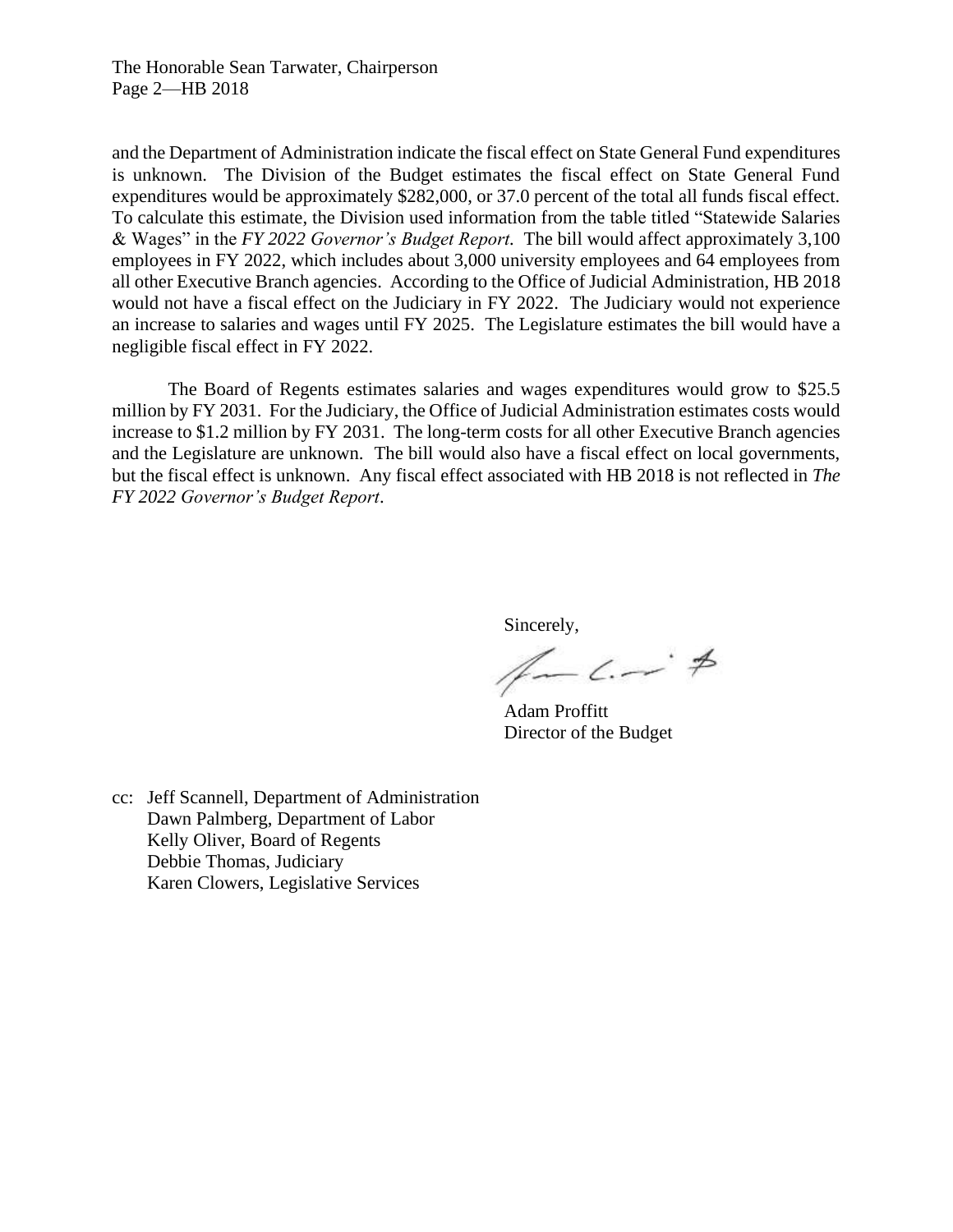and the Department of Administration indicate the fiscal effect on State General Fund expenditures is unknown. The Division of the Budget estimates the fiscal effect on State General Fund expenditures would be approximately $282,000, or 37.0 percent of the total all funds fiscal effect. To calculate this estimate, the Division used information from the table titled "Statewide Salaries & Wages" in the *FY 2022 Governor's Budget Report.* The bill would affect approximately 3,100 employees in FY 2022, which includes about 3,000 university employees and 64 employees from all other Executive Branch agencies. According to the Office of Judicial Administration, HB 2018 would not have a fiscal effect on the Judiciary in FY 2022. The Judiciary would not experience an increase to salaries and wages until FY 2025. The Legislature estimates the bill would have a negligible fiscal effect in FY 2022.

The Board of Regents estimates salaries and wages expenditures would grow to $25.5 million by FY 2031. For the Judiciary, the Office of Judicial Administration estimates costs would increase to $1.2 million by FY 2031. The long-term costs for all other Executive Branch agencies and the Legislature are unknown. The bill would also have a fiscal effect on local governments, but the fiscal effect is unknown. Any fiscal effect associated with HB 2018 is not reflected in *The FY 2022 Governor's Budget Report*.

Sincerely,

Adam Proffitt
Director of the Budget

cc: Jeff Scannell, Department of Administration
Dawn Palmberg, Department of Labor
Kelly Oliver, Board of Regents
Debbie Thomas, Judiciary
Karen Clowers, Legislative Services